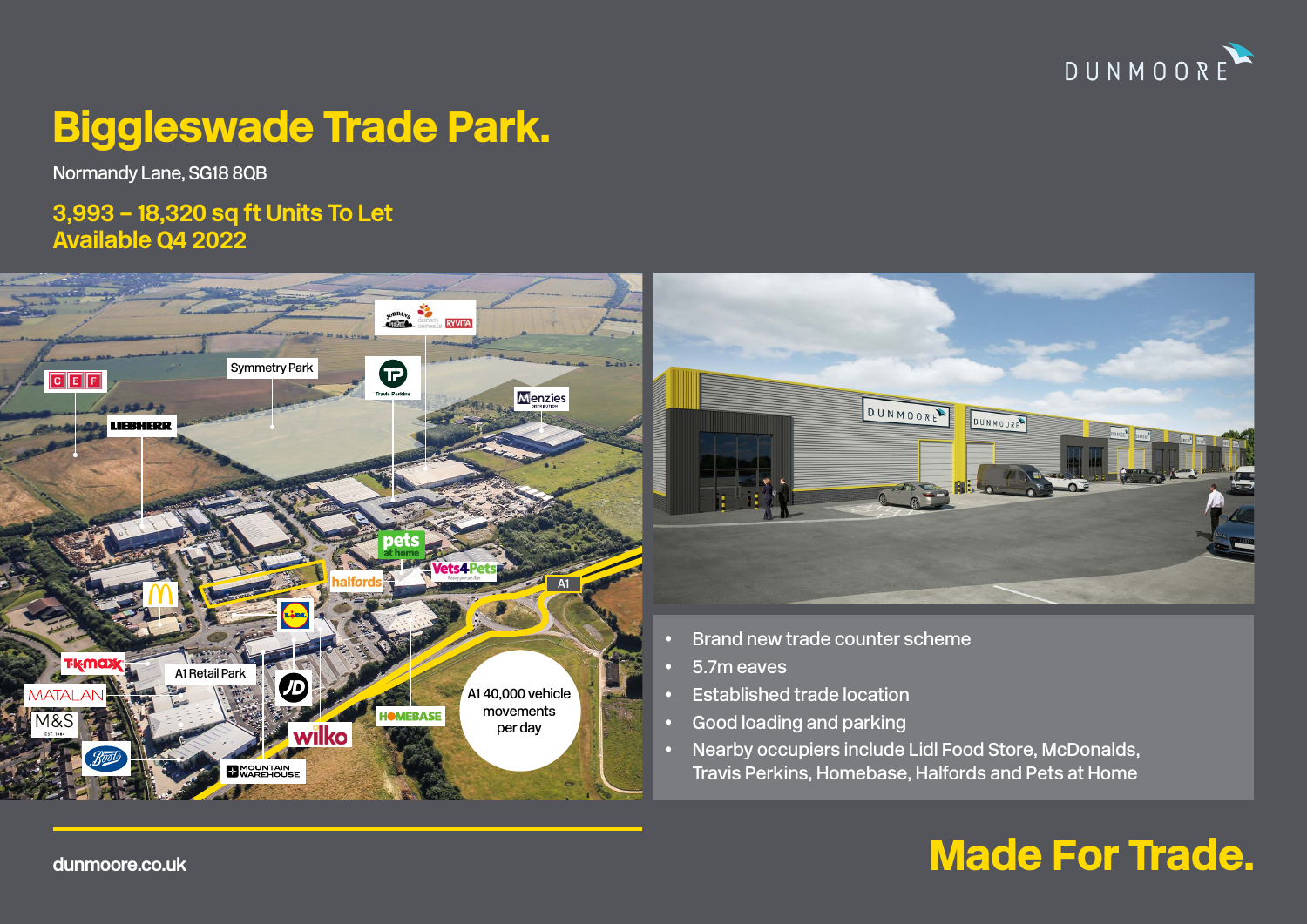DUNMOORE

# Biggleswade Trade Park.

Normandy Lane, SG18 8QB

## 3,993 – 18,320 sq ft Units To Let
## Available Q4 2022

- Brand new trade counter scheme
- 5.7m eaves
- Established trade location
- Good loading and parking
- Nearby occupiers include Lidl Food Store, McDonalds, Travis Perkins, Homebase, Halfords and Pets at Home

dunmoore.co.uk

**Made For Trade.**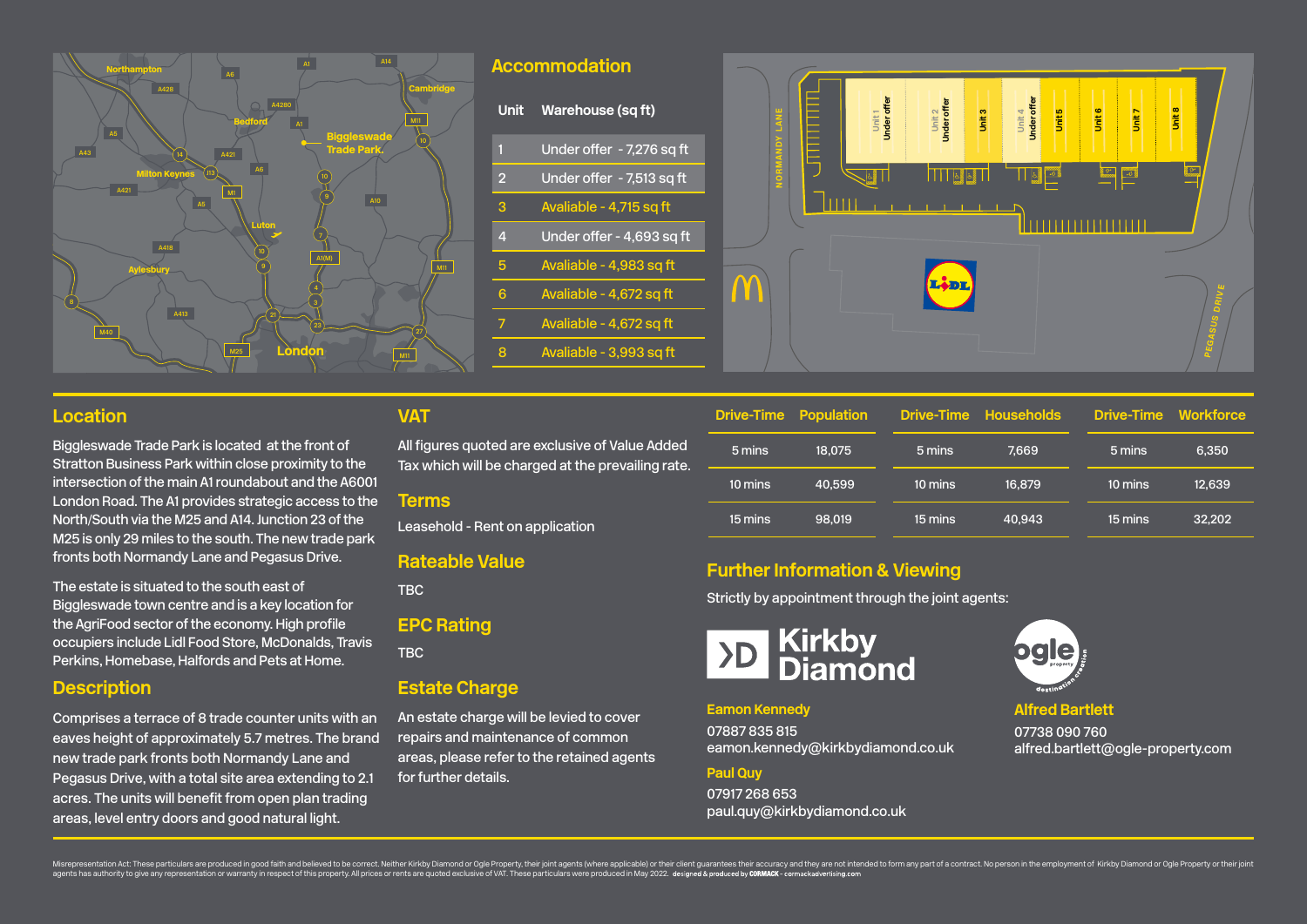## Accommodation

| Unit | Warehouse (sq ft) |
|---|---|
| 1 | Under offer - 7,276 sq ft |
| 2 | Under offer - 7,513 sq ft |
| 3 | Avaliable - 4,715 sq ft |
| 4 | Under offer - 4,693 sq ft |
| 5 | Avaliable - 4,983 sq ft |
| 6 | Avaliable - 4,672 sq ft |
| 7 | Avaliable - 4,672 sq ft |
| 8 | Avaliable - 3,993 sq ft |

## Location

Biggleswade Trade Park is located at the front of Stratton Business Park within close proximity to the intersection of the main A1 roundabout and the A6001 London Road. The A1 provides strategic access to the North/South via the M25 and A14. Junction 23 of the M25 is only 29 miles to the south. The new trade park fronts both Normandy Lane and Pegasus Drive.

The estate is situated to the south east of Biggleswade town centre and is a key location for the AgriFood sector of the economy. High profile occupiers include Lidl Food Store, McDonalds, Travis Perkins, Homebase, Halfords and Pets at Home.

## Description

Comprises a terrace of 8 trade counter units with an eaves height of approximately 5.7 metres. The brand new trade park fronts both Normandy Lane and Pegasus Drive, with a total site area extending to 2.1 acres. The units will benefit from open plan trading areas, level entry doors and good natural light.

## VAT

All figures quoted are exclusive of Value Added Tax which will be charged at the prevailing rate.

## Terms

Leasehold - Rent on application

## Rateable Value

TBC

## EPC Rating

TBC

## Estate Charge

An estate charge will be levied to cover repairs and maintenance of common areas, please refer to the retained agents for further details.

| Drive-Time | Population | Drive-Time | Households | Drive-Time | Workforce |
|---|---|---|---|---|---|
| 5 mins | 18,075 | 5 mins | 7,669 | 5 mins | 6,350 |
| 10 mins | 40,599 | 10 mins | 16,879 | 10 mins | 12,639 |
| 15 mins | 98,019 | 15 mins | 40,943 | 15 mins | 32,202 |

## Further Information & Viewing

Strictly by appointment through the joint agents:

**Kirkby Diamond**

**Eamon Kennedy**
07887 835 815
eamon.kennedy@kirkbydiamond.co.uk

**Paul Quy**
07917 268 653
paul.quy@kirkbydiamond.co.uk

**ogle property**

**Alfred Bartlett**
07738 090 760
alfred.bartlett@ogle-property.com

Misrepresentation Act: These particulars are produced in good faith and believed to be correct. Neither Kirkby Diamond or Ogle Property, their joint agents (where applicable) or their client guarantees their accuracy and they are not intended to form any part of a contract. No person in the employment of Kirkby Diamond or Ogle Property or their joint agents has authority to give any representation or warranty in respect of this property. All prices or rents are quoted exclusive of VAT. These particulars were produced in May 2022. designed & produced by CORMACK - cormackadvertising.com